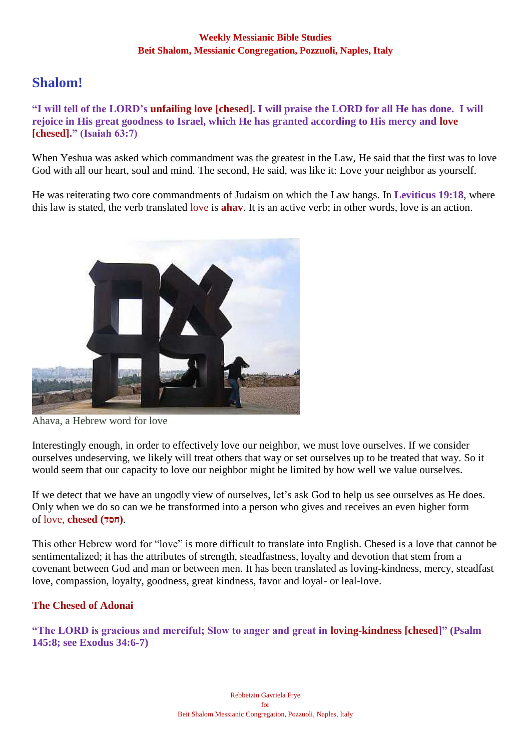**Weekly Messianic Bible Studies**
**Beit Shalom, Messianic Congregation, Pozzuoli, Naples, Italy**

# Shalom!

**"I will tell of the LORD's unfailing love [chesed]. I will praise the LORD for all He has done. I will rejoice in His great goodness to Israel, which He has granted according to His mercy and love [chesed]." (Isaiah 63:7)**

When Yeshua was asked which commandment was the greatest in the Law, He said that the first was to love God with all our heart, soul and mind. The second, He said, was like it: Love your neighbor as yourself.

He was reiterating two core commandments of Judaism on which the Law hangs. In **Leviticus 19:18**, where this law is stated, the verb translated love is **ahav**. It is an active verb; in other words, love is an action.

Ahava, a Hebrew word for love

Interestingly enough, in order to effectively love our neighbor, we must love ourselves. If we consider ourselves undeserving, we likely will treat others that way or set ourselves up to be treated that way. So it would seem that our capacity to love our neighbor might be limited by how well we value ourselves.

If we detect that we have an ungodly view of ourselves, let's ask God to help us see ourselves as He does. Only when we do so can we be transformed into a person who gives and receives an even higher form of love, **chesed (חסד)**.

This other Hebrew word for "love" is more difficult to translate into English. Chesed is a love that cannot be sentimentalized; it has the attributes of strength, steadfastness, loyalty and devotion that stem from a covenant between God and man or between men. It has been translated as loving-kindness, mercy, steadfast love, compassion, loyalty, goodness, great kindness, favor and loyal- or leal-love.

## The Chesed of Adonai

**"The LORD is gracious and merciful; Slow to anger and great in loving-kindness [chesed]" (Psalm 145:8; see Exodus 34:6-7)**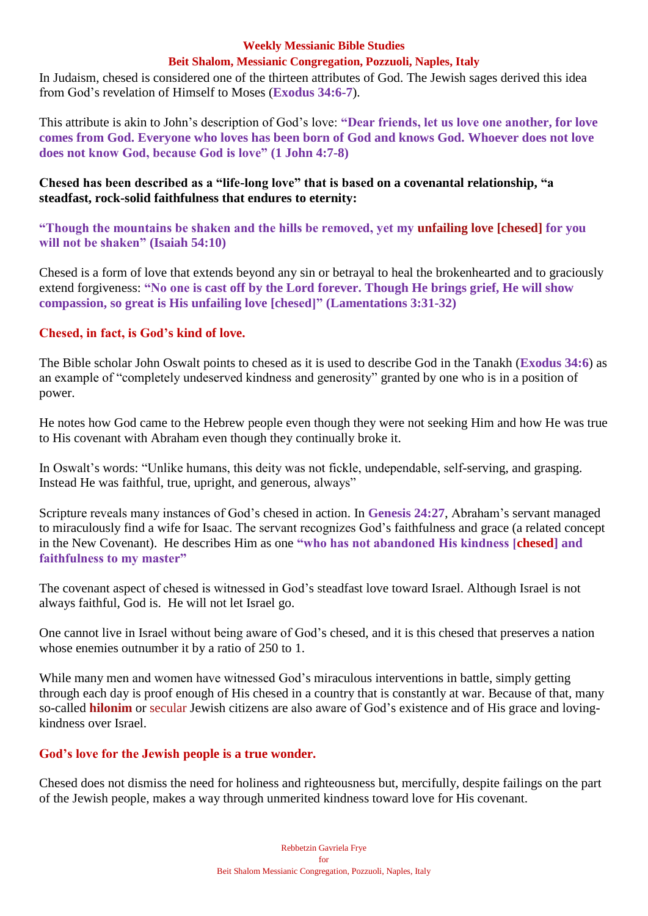In Judaism, chesed is considered one of the thirteen attributes of God. The Jewish sages derived this idea from God's revelation of Himself to Moses (**Exodus 34:6-7**).

This attribute is akin to John's description of God's love: **"Dear friends, let us love one another, for love comes from God. Everyone who loves has been born of God and knows God. Whoever does not love does not know God, because God is love" (1 John 4:7-8)**

**Chesed has been described as a "life-long love" that is based on a covenantal relationship, "a steadfast, rock-solid faithfulness that endures to eternity:**

**"Though the mountains be shaken and the hills be removed, yet my unfailing love [chesed] for you will not be shaken" (Isaiah 54:10)**

Chesed is a form of love that extends beyond any sin or betrayal to heal the brokenhearted and to graciously extend forgiveness: **"No one is cast off by the Lord forever. Though He brings grief, He will show compassion, so great is His unfailing love [chesed]" (Lamentations 3:31-32)**

**Chesed, in fact, is God's kind of love.**

The Bible scholar John Oswalt points to chesed as it is used to describe God in the Tanakh (**Exodus 34:6**) as an example of "completely undeserved kindness and generosity" granted by one who is in a position of power.

He notes how God came to the Hebrew people even though they were not seeking Him and how He was true to His covenant with Abraham even though they continually broke it.

In Oswalt's words: "Unlike humans, this deity was not fickle, undependable, self-serving, and grasping. Instead He was faithful, true, upright, and generous, always"

Scripture reveals many instances of God's chesed in action. In **Genesis 24:27**, Abraham's servant managed to miraculously find a wife for Isaac. The servant recognizes God's faithfulness and grace (a related concept in the New Covenant). He describes Him as one **"who has not abandoned His kindness [chesed] and faithfulness to my master"**

The covenant aspect of chesed is witnessed in God's steadfast love toward Israel. Although Israel is not always faithful, God is. He will not let Israel go.

One cannot live in Israel without being aware of God's chesed, and it is this chesed that preserves a nation whose enemies outnumber it by a ratio of 250 to 1.

While many men and women have witnessed God's miraculous interventions in battle, simply getting through each day is proof enough of His chesed in a country that is constantly at war. Because of that, many so-called **hilonim** or secular Jewish citizens are also aware of God's existence and of His grace and loving-kindness over Israel.

**God's love for the Jewish people is a true wonder.**

Chesed does not dismiss the need for holiness and righteousness but, mercifully, despite failings on the part of the Jewish people, makes a way through unmerited kindness toward love for His covenant.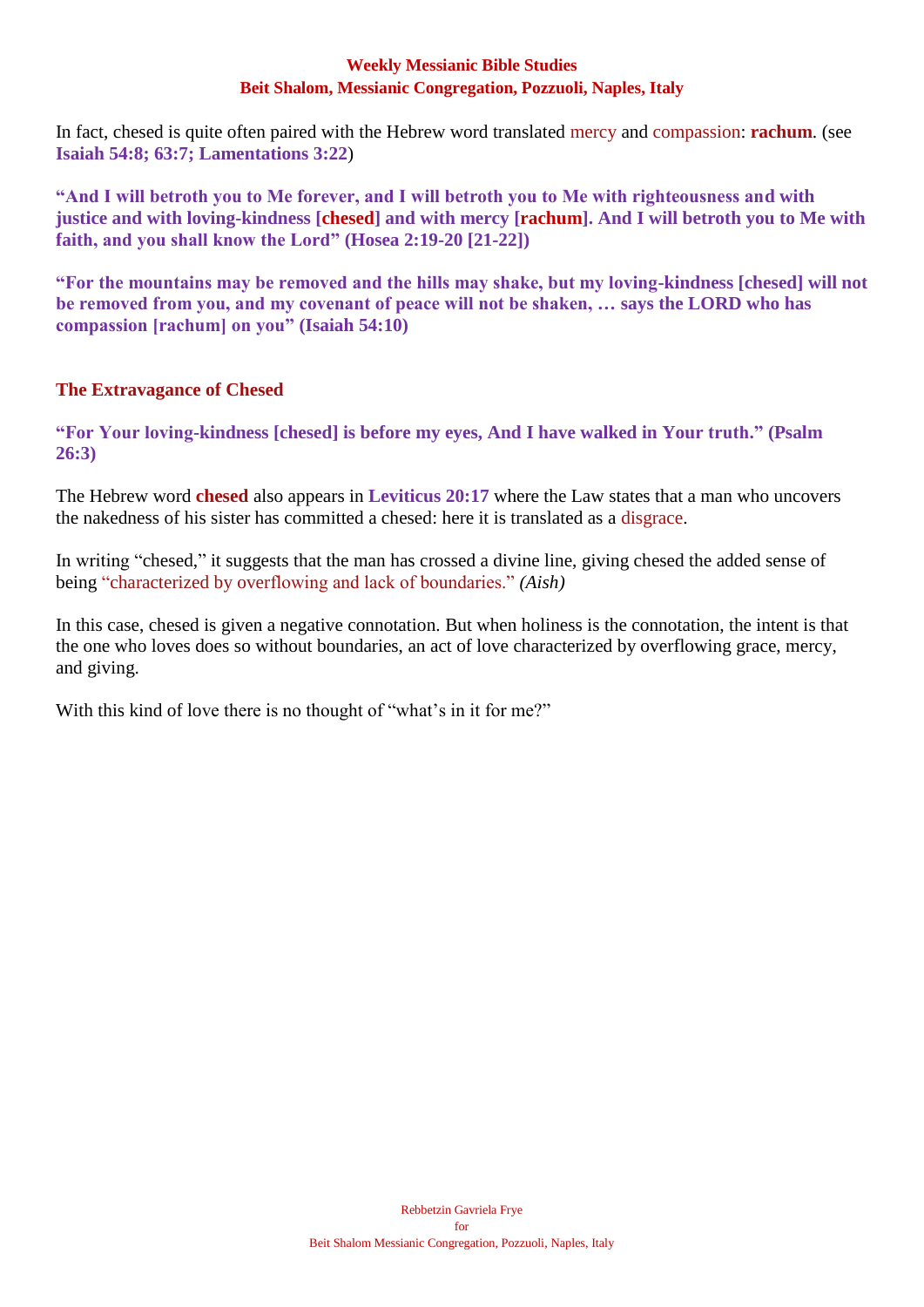In fact, chesed is quite often paired with the Hebrew word translated mercy and compassion: **rachum**. (see **Isaiah 54:8; 63:7; Lamentations 3:22**)

**"And I will betroth you to Me forever, and I will betroth you to Me with righteousness and with justice and with loving-kindness [chesed] and with mercy [rachum]. And I will betroth you to Me with faith, and you shall know the Lord" (Hosea 2:19-20 [21-22])**

**"For the mountains may be removed and the hills may shake, but my loving-kindness [chesed] will not be removed from you, and my covenant of peace will not be shaken, … says the LORD who has compassion [rachum] on you" (Isaiah 54:10)**

## The Extravagance of Chesed

**"For Your loving-kindness [chesed] is before my eyes, And I have walked in Your truth." (Psalm 26:3)**

The Hebrew word **chesed** also appears in **Leviticus 20:17** where the Law states that a man who uncovers the nakedness of his sister has committed a chesed: here it is translated as a disgrace.

In writing "chesed," it suggests that the man has crossed a divine line, giving chesed the added sense of being "characterized by overflowing and lack of boundaries." *(Aish)*

In this case, chesed is given a negative connotation. But when holiness is the connotation, the intent is that the one who loves does so without boundaries, an act of love characterized by overflowing grace, mercy, and giving.

With this kind of love there is no thought of "what's in it for me?"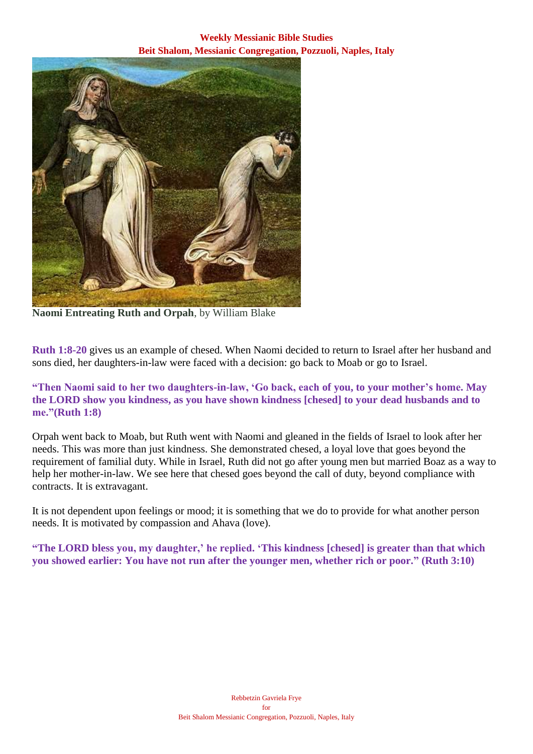**Naomi Entreating Ruth and Orpah**, by William Blake

**Ruth 1:8-20** gives us an example of chesed. When Naomi decided to return to Israel after her husband and sons died, her daughters-in-law were faced with a decision: go back to Moab or go to Israel.

**"Then Naomi said to her two daughters-in-law, 'Go back, each of you, to your mother's home. May the LORD show you kindness, as you have shown kindness [chesed] to your dead husbands and to me."(Ruth 1:8)**

Orpah went back to Moab, but Ruth went with Naomi and gleaned in the fields of Israel to look after her needs. This was more than just kindness. She demonstrated chesed, a loyal love that goes beyond the requirement of familial duty. While in Israel, Ruth did not go after young men but married Boaz as a way to help her mother-in-law. We see here that chesed goes beyond the call of duty, beyond compliance with contracts. It is extravagant.

It is not dependent upon feelings or mood; it is something that we do to provide for what another person needs. It is motivated by compassion and Ahava (love).

**"The LORD bless you, my daughter,' he replied. 'This kindness [chesed] is greater than that which you showed earlier: You have not run after the younger men, whether rich or poor." (Ruth 3:10)**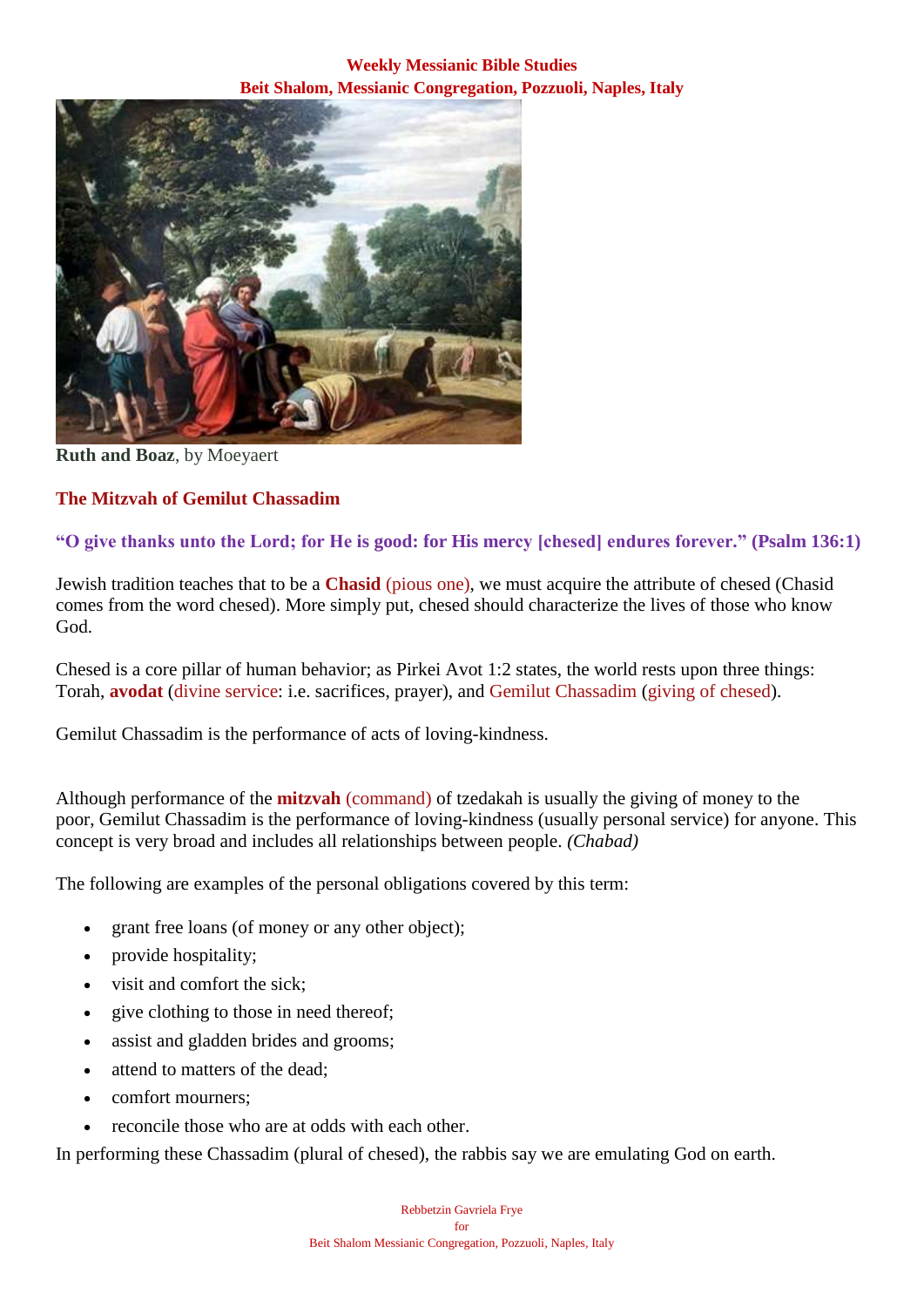**Ruth and Boaz**, by Moeyaert

## The Mitzvah of Gemilut Chassadim

**"O give thanks unto the Lord; for He is good: for His mercy [chesed] endures forever." (Psalm 136:1)**

Jewish tradition teaches that to be a **Chasid** (pious one), we must acquire the attribute of chesed (Chasid comes from the word chesed). More simply put, chesed should characterize the lives of those who know God.

Chesed is a core pillar of human behavior; as Pirkei Avot 1:2 states, the world rests upon three things: Torah, **avodat** (divine service: i.e. sacrifices, prayer), and Gemilut Chassadim (giving of chesed).

Gemilut Chassadim is the performance of acts of loving-kindness.

Although performance of the **mitzvah** (command) of tzedakah is usually the giving of money to the poor, Gemilut Chassadim is the performance of loving-kindness (usually personal service) for anyone. This concept is very broad and includes all relationships between people. *(Chabad)*

The following are examples of the personal obligations covered by this term:

- grant free loans (of money or any other object);
- provide hospitality;
- visit and comfort the sick;
- give clothing to those in need thereof;
- assist and gladden brides and grooms;
- attend to matters of the dead;
- comfort mourners;
- reconcile those who are at odds with each other.

In performing these Chassadim (plural of chesed), the rabbis say we are emulating God on earth.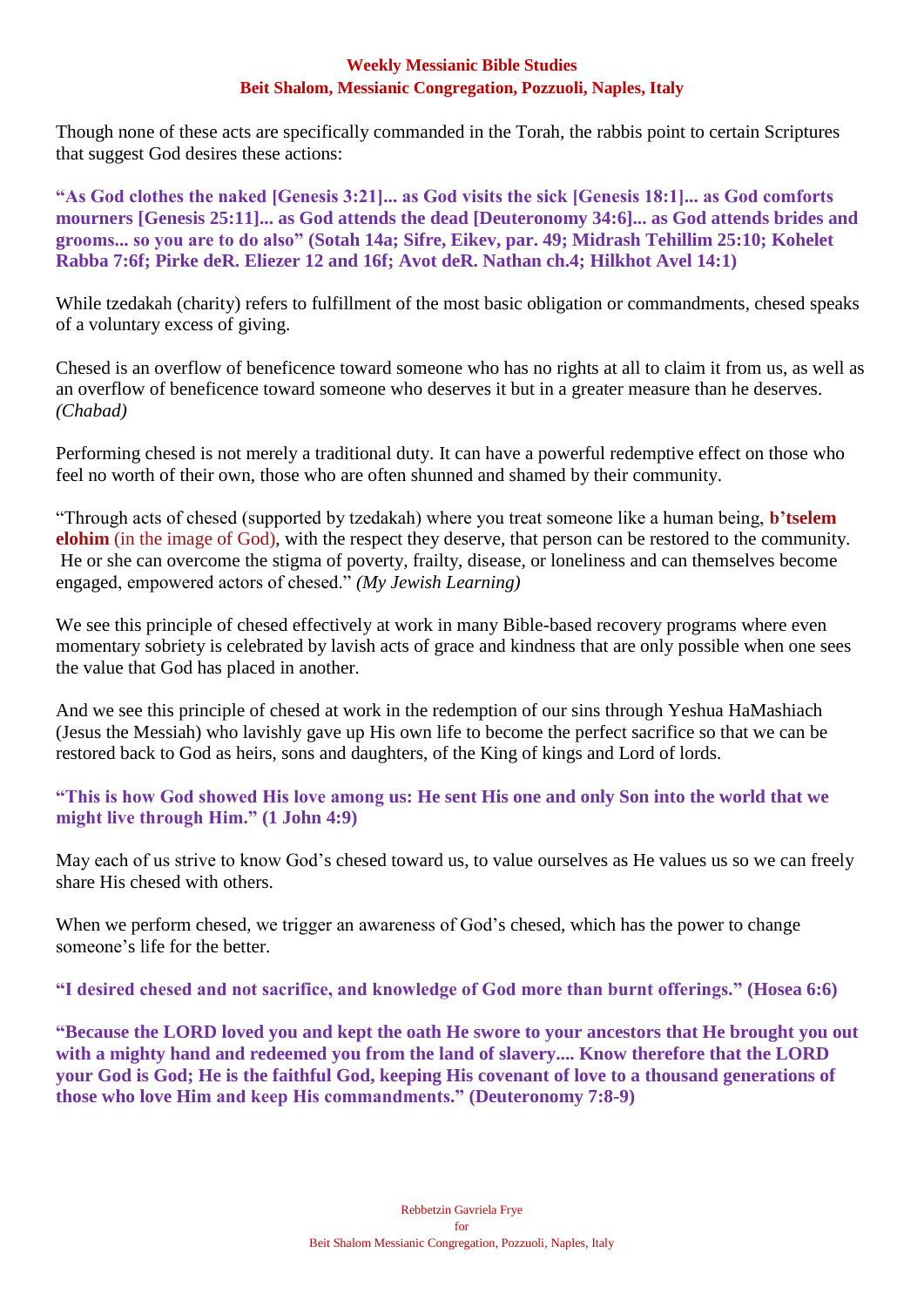Though none of these acts are specifically commanded in the Torah, the rabbis point to certain Scriptures that suggest God desires these actions:

**“As God clothes the naked [Genesis 3:21]... as God visits the sick [Genesis 18:1]... as God comforts mourners [Genesis 25:11]... as God attends the dead [Deuteronomy 34:6]... as God attends brides and grooms... so you are to do also” (Sotah 14a; Sifre, Eikev, par. 49; Midrash Tehillim 25:10; Kohelet Rabba 7:6f; Pirke deR. Eliezer 12 and 16f; Avot deR. Nathan ch.4; Hilkhot Avel 14:1)**

While tzedakah (charity) refers to fulfillment of the most basic obligation or commandments, chesed speaks of a voluntary excess of giving.

Chesed is an overflow of beneficence toward someone who has no rights at all to claim it from us, as well as an overflow of beneficence toward someone who deserves it but in a greater measure than he deserves. *(Chabad)*

Performing chesed is not merely a traditional duty. It can have a powerful redemptive effect on those who feel no worth of their own, those who are often shunned and shamed by their community.

“Through acts of chesed (supported by tzedakah) where you treat someone like a human being, **b’tselem elohim** (in the image of God), with the respect they deserve, that person can be restored to the community. He or she can overcome the stigma of poverty, frailty, disease, or loneliness and can themselves become engaged, empowered actors of chesed.” *(My Jewish Learning)*

We see this principle of chesed effectively at work in many Bible-based recovery programs where even momentary sobriety is celebrated by lavish acts of grace and kindness that are only possible when one sees the value that God has placed in another.

And we see this principle of chesed at work in the redemption of our sins through Yeshua HaMashiach (Jesus the Messiah) who lavishly gave up His own life to become the perfect sacrifice so that we can be restored back to God as heirs, sons and daughters, of the King of kings and Lord of lords.

**“This is how God showed His love among us: He sent His one and only Son into the world that we might live through Him.” (1 John 4:9)**

May each of us strive to know God’s chesed toward us, to value ourselves as He values us so we can freely share His chesed with others.

When we perform chesed, we trigger an awareness of God’s chesed, which has the power to change someone’s life for the better.

**“I desired chesed and not sacrifice, and knowledge of God more than burnt offerings.” (Hosea 6:6)**

**“Because the LORD loved you and kept the oath He swore to your ancestors that He brought you out with a mighty hand and redeemed you from the land of slavery.... Know therefore that the LORD your God is God; He is the faithful God, keeping His covenant of love to a thousand generations of those who love Him and keep His commandments.” (Deuteronomy 7:8-9)**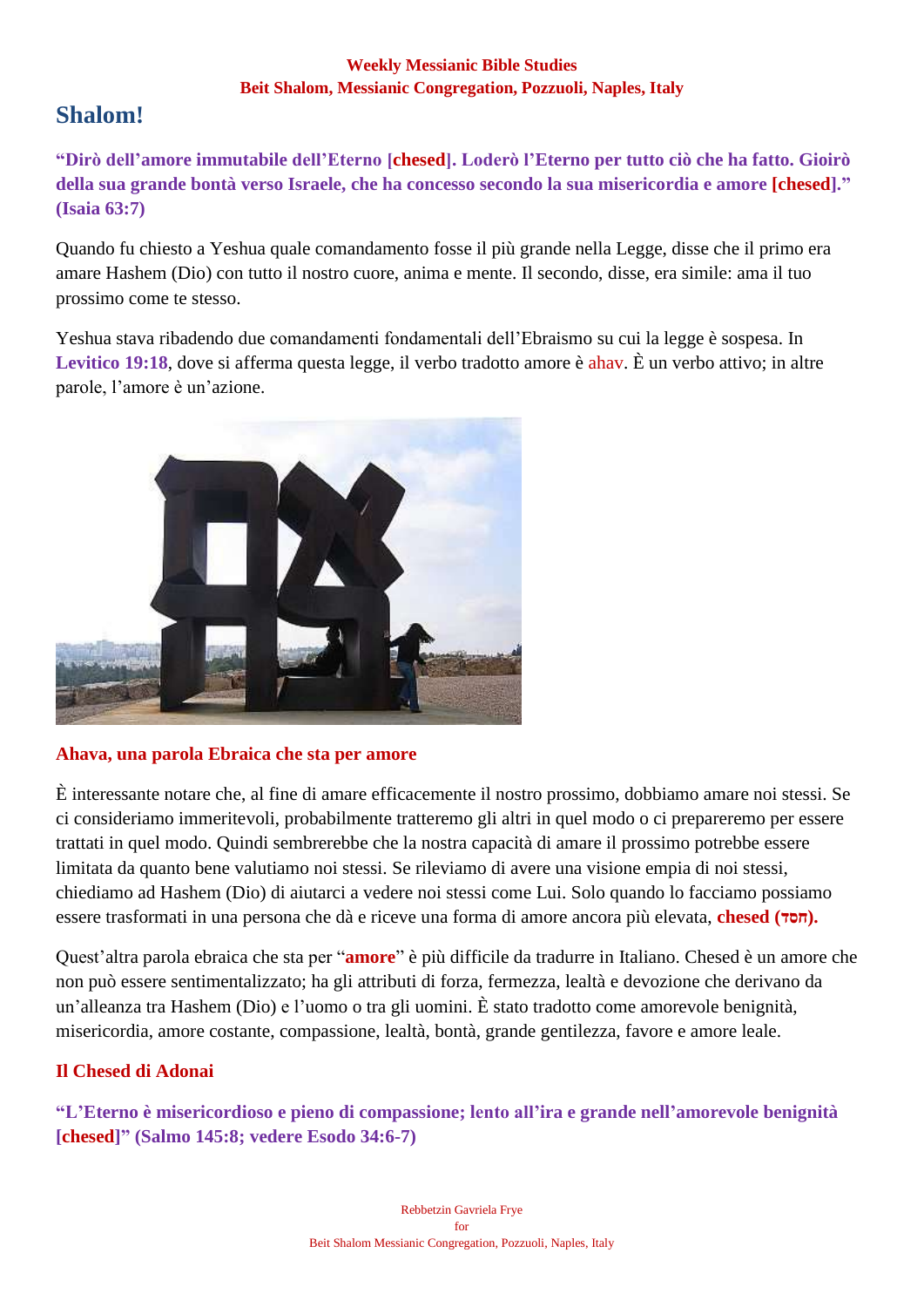## Shalom!

**"Dirò dell'amore immutabile dell'Eterno [chesed]. Loderò l'Eterno per tutto ciò che ha fatto. Gioirò della sua grande bontà verso Israele, che ha concesso secondo la sua misericordia e amore [chesed]." (Isaia 63:7)**

Quando fu chiesto a Yeshua quale comandamento fosse il più grande nella Legge, disse che il primo era amare Hashem (Dio) con tutto il nostro cuore, anima e mente. Il secondo, disse, era simile: ama il tuo prossimo come te stesso.

Yeshua stava ribadendo due comandamenti fondamentali dell'Ebraismo su cui la legge è sospesa. In **Levitico 19:18**, dove si afferma questa legge, il verbo tradotto amore è ahav. È un verbo attivo; in altre parole, l'amore è un'azione.

### Ahava, una parola Ebraica che sta per amore

È interessante notare che, al fine di amare efficacemente il nostro prossimo, dobbiamo amare noi stessi. Se ci consideriamo immeritevoli, probabilmente tratteremo gli altri in quel modo o ci prepareremo per essere trattati in quel modo. Quindi sembrerebbe che la nostra capacità di amare il prossimo potrebbe essere limitata da quanto bene valutiamo noi stessi. Se rileviamo di avere una visione empia di noi stessi, chiediamo ad Hashem (Dio) di aiutarci a vedere noi stessi come Lui. Solo quando lo facciamo possiamo essere trasformati in una persona che dà e riceve una forma di amore ancora più elevata, **chesed (חסד).**

Quest'altra parola ebraica che sta per "**amore**" è più difficile da tradurre in Italiano. Chesed è un amore che non può essere sentimentalizzato; ha gli attributi di forza, fermezza, lealtà e devozione che derivano da un'alleanza tra Hashem (Dio) e l'uomo o tra gli uomini. È stato tradotto come amorevole benignità, misericordia, amore costante, compassione, lealtà, bontà, grande gentilezza, favore e amore leale.

### Il Chesed di Adonai

**"L'Eterno è misericordioso e pieno di compassione; lento all'ira e grande nell'amorevole benignità [chesed]" (Salmo 145:8; vedere Esodo 34:6-7)**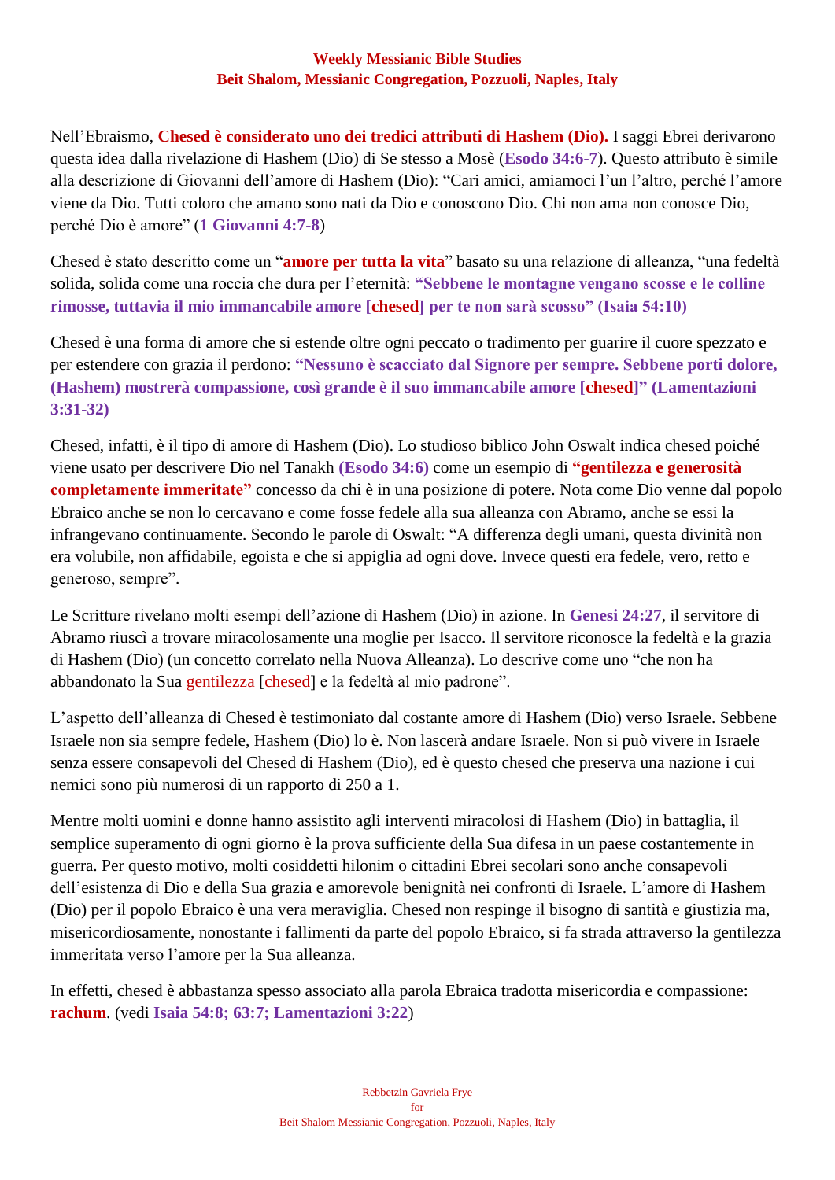Nell'Ebraismo, **Chesed è considerato uno dei tredici attributi di Hashem (Dio).** I saggi Ebrei derivarono questa idea dalla rivelazione di Hashem (Dio) di Se stesso a Mosè (**Esodo 34:6-7**). Questo attributo è simile alla descrizione di Giovanni dell'amore di Hashem (Dio): "Cari amici, amiamoci l'un l'altro, perché l'amore viene da Dio. Tutti coloro che amano sono nati da Dio e conoscono Dio. Chi non ama non conosce Dio, perché Dio è amore" (**1 Giovanni 4:7-8**)

Chesed è stato descritto come un "**amore per tutta la vita**" basato su una relazione di alleanza, "una fedeltà solida, solida come una roccia che dura per l'eternità: **"Sebbene le montagne vengano scosse e le colline rimosse, tuttavia il mio immancabile amore [chesed] per te non sarà scosso" (Isaia 54:10)**

Chesed è una forma di amore che si estende oltre ogni peccato o tradimento per guarire il cuore spezzato e per estendere con grazia il perdono: **"Nessuno è scacciato dal Signore per sempre. Sebbene porti dolore, (Hashem) mostrerà compassione, così grande è il suo immancabile amore [chesed]" (Lamentazioni 3:31-32)**

Chesed, infatti, è il tipo di amore di Hashem (Dio). Lo studioso biblico John Oswalt indica chesed poiché viene usato per descrivere Dio nel Tanakh **(Esodo 34:6)** come un esempio di **"gentilezza e generosità completamente immeritate"** concesso da chi è in una posizione di potere. Nota come Dio venne dal popolo Ebraico anche se non lo cercavano e come fosse fedele alla sua alleanza con Abramo, anche se essi la infrangevano continuamente. Secondo le parole di Oswalt: "A differenza degli umani, questa divinità non era volubile, non affidabile, egoista e che si appiglia ad ogni dove. Invece questi era fedele, vero, retto e generoso, sempre".

Le Scritture rivelano molti esempi dell'azione di Hashem (Dio) in azione. In **Genesi 24:27**, il servitore di Abramo riuscì a trovare miracolosamente una moglie per Isacco. Il servitore riconosce la fedeltà e la grazia di Hashem (Dio) (un concetto correlato nella Nuova Alleanza). Lo descrive come uno "che non ha abbandonato la Sua gentilezza [chesed] e la fedeltà al mio padrone".

L'aspetto dell'alleanza di Chesed è testimoniato dal costante amore di Hashem (Dio) verso Israele. Sebbene Israele non sia sempre fedele, Hashem (Dio) lo è. Non lascerà andare Israele. Non si può vivere in Israele senza essere consapevoli del Chesed di Hashem (Dio), ed è questo chesed che preserva una nazione i cui nemici sono più numerosi di un rapporto di 250 a 1.

Mentre molti uomini e donne hanno assistito agli interventi miracolosi di Hashem (Dio) in battaglia, il semplice superamento di ogni giorno è la prova sufficiente della Sua difesa in un paese costantemente in guerra. Per questo motivo, molti cosiddetti hilonim o cittadini Ebrei secolari sono anche consapevoli dell'esistenza di Dio e della Sua grazia e amorevole benignità nei confronti di Israele. L'amore di Hashem (Dio) per il popolo Ebraico è una vera meraviglia. Chesed non respinge il bisogno di santità e giustizia ma, misericordiosamente, nonostante i fallimenti da parte del popolo Ebraico, si fa strada attraverso la gentilezza immeritata verso l'amore per la Sua alleanza.

In effetti, chesed è abbastanza spesso associato alla parola Ebraica tradotta misericordia e compassione: **rachum**. (vedi **Isaia 54:8; 63:7; Lamentazioni 3:22**)

Rebbetzin Gavriela Frye
for
Beit Shalom Messianic Congregation, Pozzuoli, Naples, Italy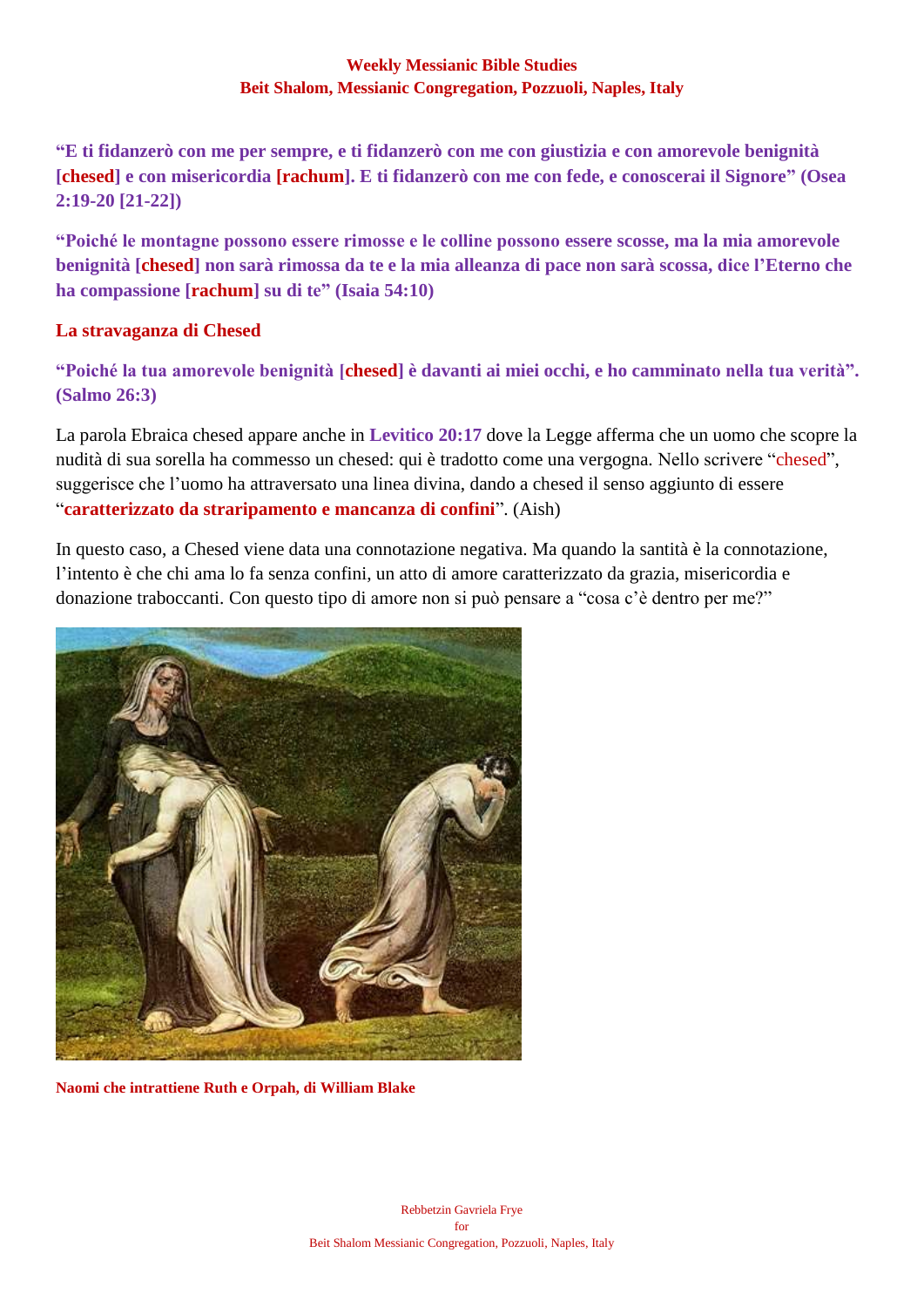**"E ti fidanzerò con me per sempre, e ti fidanzerò con me con giustizia e con amorevole benignità [chesed] e con misericordia [rachum]. E ti fidanzerò con me con fede, e conoscerai il Signore" (Osea 2:19-20 [21-22])**

**"Poiché le montagne possono essere rimosse e le colline possono essere scosse, ma la mia amorevole benignità [chesed] non sarà rimossa da te e la mia alleanza di pace non sarà scossa, dice l'Eterno che ha compassione [rachum] su di te" (Isaia 54:10)**

## La stravaganza di Chesed

**"Poiché la tua amorevole benignità [chesed] è davanti ai miei occhi, e ho camminato nella tua verità". (Salmo 26:3)**

La parola Ebraica chesed appare anche in **Levitico 20:17** dove la Legge afferma che un uomo che scopre la nudità di sua sorella ha commesso un chesed: qui è tradotto come una vergogna. Nello scrivere "chesed", suggerisce che l'uomo ha attraversato una linea divina, dando a chesed il senso aggiunto di essere "**caratterizzato da straripamento e mancanza di confini**". (Aish)

In questo caso, a Chesed viene data una connotazione negativa. Ma quando la santità è la connotazione, l'intento è che chi ama lo fa senza confini, un atto di amore caratterizzato da grazia, misericordia e donazione traboccanti. Con questo tipo di amore non si può pensare a "cosa c'è dentro per me?"

**Naomi che intrattiene Ruth e Orpah, di William Blake**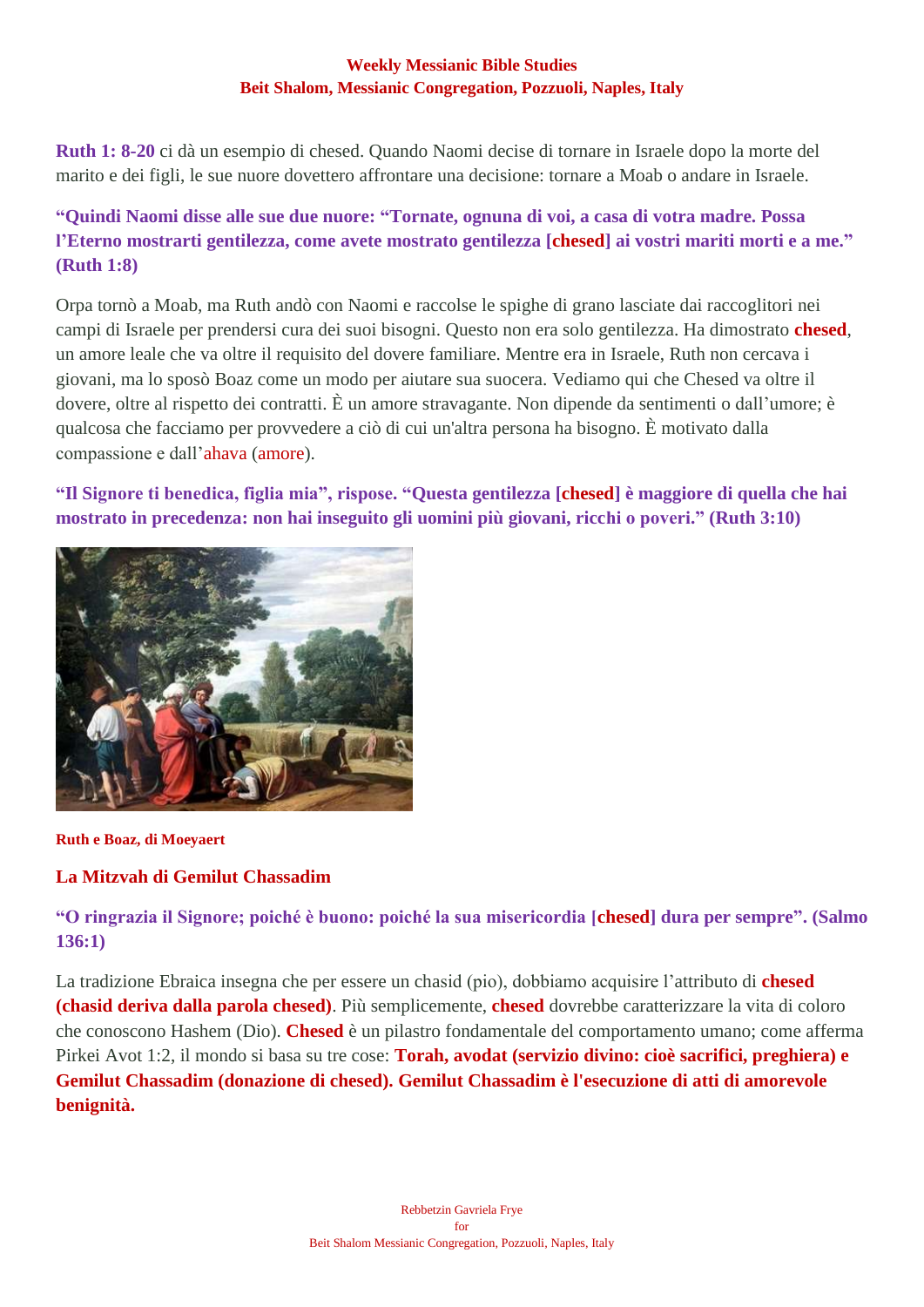**Ruth 1: 8-20** ci dà un esempio di chesed. Quando Naomi decise di tornare in Israele dopo la morte del marito e dei figli, le sue nuore dovettero affrontare una decisione: tornare a Moab o andare in Israele.

**"Quindi Naomi disse alle sue due nuore: "Tornate, ognuna di voi, a casa di votra madre. Possa l'Eterno mostrarti gentilezza, come avete mostrato gentilezza [chesed] ai vostri mariti morti e a me." (Ruth 1:8)**

Orpa tornò a Moab, ma Ruth andò con Naomi e raccolse le spighe di grano lasciate dai raccoglitori nei campi di Israele per prendersi cura dei suoi bisogni. Questo non era solo gentilezza. Ha dimostrato **chesed**, un amore leale che va oltre il requisito del dovere familiare. Mentre era in Israele, Ruth non cercava i giovani, ma lo sposò Boaz come un modo per aiutare sua suocera. Vediamo qui che Chesed va oltre il dovere, oltre al rispetto dei contratti. È un amore stravagante. Non dipende da sentimenti o dall'umore; è qualcosa che facciamo per provvedere a ciò di cui un'altra persona ha bisogno. È motivato dalla compassione e dall'ahava (amore).

**"Il Signore ti benedica, figlia mia", rispose. "Questa gentilezza [chesed] è maggiore di quella che hai mostrato in precedenza: non hai inseguito gli uomini più giovani, ricchi o poveri." (Ruth 3:10)**

**Ruth e Boaz, di Moeyaert**

## La Mitzvah di Gemilut Chassadim

**"O ringrazia il Signore; poiché è buono: poiché la sua misericordia [chesed] dura per sempre". (Salmo 136:1)**

La tradizione Ebraica insegna che per essere un chasid (pio), dobbiamo acquisire l'attributo di **chesed (chasid deriva dalla parola chesed)**. Più semplicemente, **chesed** dovrebbe caratterizzare la vita di coloro che conoscono Hashem (Dio). **Chesed** è un pilastro fondamentale del comportamento umano; come afferma Pirkei Avot 1:2, il mondo si basa su tre cose: **Torah, avodat (servizio divino: cioè sacrifici, preghiera) e Gemilut Chassadim (donazione di chesed). Gemilut Chassadim è l'esecuzione di atti di amorevole benignità.**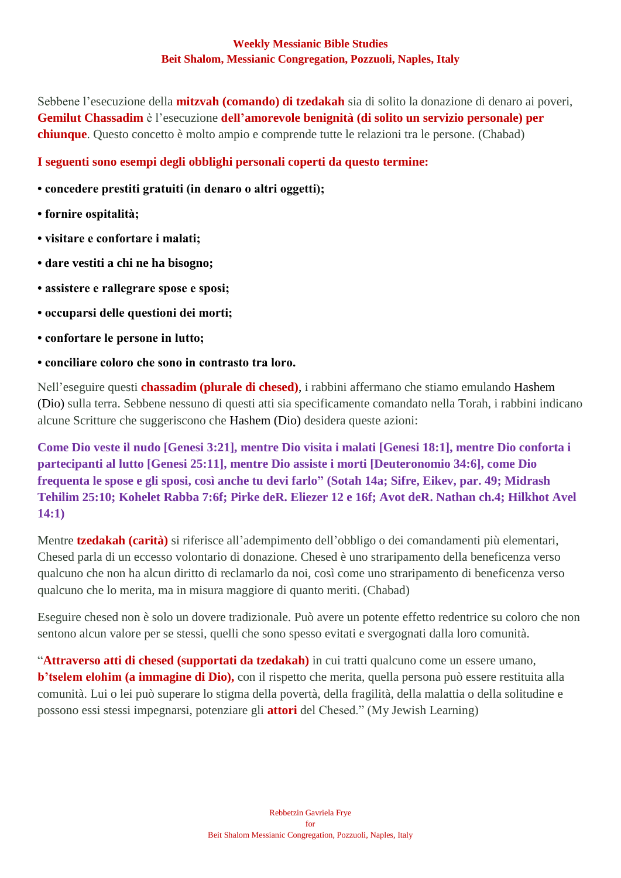Sebbene l'esecuzione della **mitzvah (comando) di tzedakah** sia di solito la donazione di denaro ai poveri, **Gemilut Chassadim** è l'esecuzione **dell'amorevole benignità (di solito un servizio personale) per chiunque**. Questo concetto è molto ampio e comprende tutte le relazioni tra le persone. (Chabad)

**I seguenti sono esempi degli obblighi personali coperti da questo termine:**

- **concedere prestiti gratuiti (in denaro o altri oggetti);**
- **fornire ospitalità;**
- **visitare e confortare i malati;**
- **dare vestiti a chi ne ha bisogno;**
- **assistere e rallegrare spose e sposi;**
- **occuparsi delle questioni dei morti;**
- **confortare le persone in lutto;**
- **conciliare coloro che sono in contrasto tra loro.**

Nell'eseguire questi **chassadim (plurale di chesed)**, i rabbini affermano che stiamo emulando Hashem (Dio) sulla terra. Sebbene nessuno di questi atti sia specificamente comandato nella Torah, i rabbini indicano alcune Scritture che suggeriscono che Hashem (Dio) desidera queste azioni:

**Come Dio veste il nudo [Genesi 3:21], mentre Dio visita i malati [Genesi 18:1], mentre Dio conforta i partecipanti al lutto [Genesi 25:11], mentre Dio assiste i morti [Deuteronomio 34:6], come Dio frequenta le spose e gli sposi, così anche tu devi farlo" (Sotah 14a; Sifre, Eikev, par. 49; Midrash Tehilim 25:10; Kohelet Rabba 7:6f; Pirke deR. Eliezer 12 e 16f; Avot deR. Nathan ch.4; Hilkhot Avel 14:1)**

Mentre **tzedakah (carità)** si riferisce all'adempimento dell'obbligo o dei comandamenti più elementari, Chesed parla di un eccesso volontario di donazione. Chesed è uno straripamento della beneficenza verso qualcuno che non ha alcun diritto di reclamarlo da noi, così come uno straripamento di beneficenza verso qualcuno che lo merita, ma in misura maggiore di quanto meriti. (Chabad)

Eseguire chesed non è solo un dovere tradizionale. Può avere un potente effetto redentrice su coloro che non sentono alcun valore per se stessi, quelli che sono spesso evitati e svergognati dalla loro comunità.

"**Attraverso atti di chesed (supportati da tzedakah)** in cui tratti qualcuno come un essere umano, **b'tselem elohim (a immagine di Dio),** con il rispetto che merita, quella persona può essere restituita alla comunità. Lui o lei può superare lo stigma della povertà, della fragilità, della malattia o della solitudine e possono essi stessi impegnarsi, potenziare gli **attori** del Chesed." (My Jewish Learning)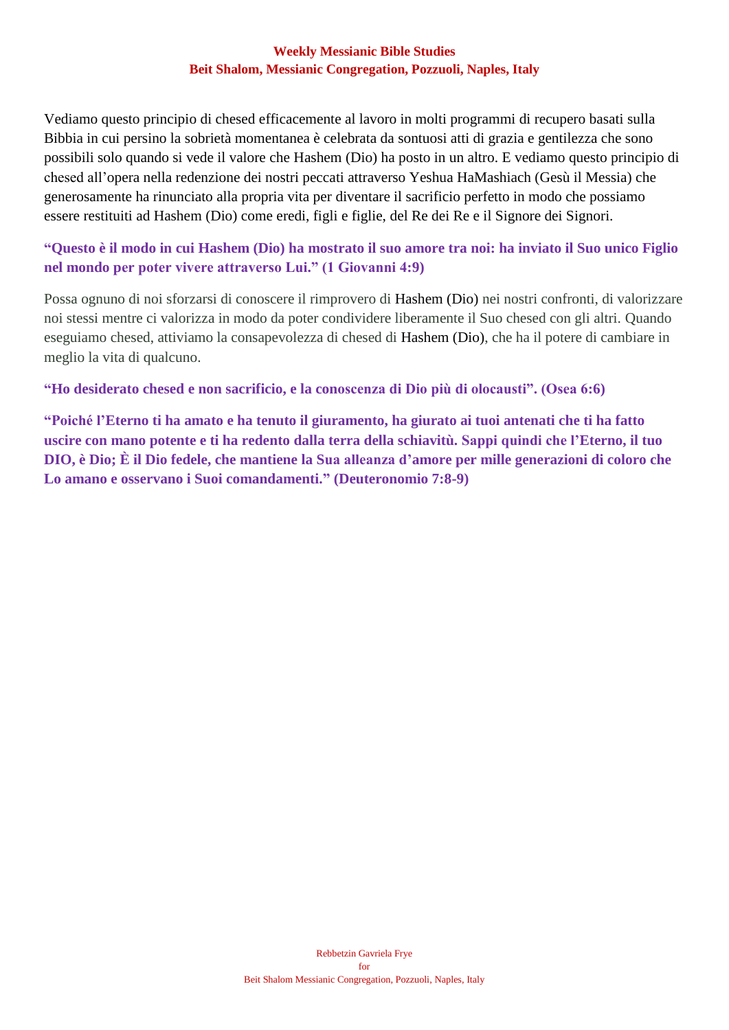Vediamo questo principio di chesed efficacemente al lavoro in molti programmi di recupero basati sulla Bibbia in cui persino la sobrietà momentanea è celebrata da sontuosi atti di grazia e gentilezza che sono possibili solo quando si vede il valore che Hashem (Dio) ha posto in un altro. E vediamo questo principio di chesed all'opera nella redenzione dei nostri peccati attraverso Yeshua HaMashiach (Gesù il Messia) che generosamente ha rinunciato alla propria vita per diventare il sacrificio perfetto in modo che possiamo essere restituiti ad Hashem (Dio) come eredi, figli e figlie, del Re dei Re e il Signore dei Signori.

**"Questo è il modo in cui Hashem (Dio) ha mostrato il suo amore tra noi: ha inviato il Suo unico Figlio nel mondo per poter vivere attraverso Lui." (1 Giovanni 4:9)**

Possa ognuno di noi sforzarsi di conoscere il rimprovero di Hashem (Dio) nei nostri confronti, di valorizzare noi stessi mentre ci valorizza in modo da poter condividere liberamente il Suo chesed con gli altri. Quando eseguiamo chesed, attiviamo la consapevolezza di chesed di Hashem (Dio), che ha il potere di cambiare in meglio la vita di qualcuno.

**"Ho desiderato chesed e non sacrificio, e la conoscenza di Dio più di olocausti". (Osea 6:6)**

**"Poiché l'Eterno ti ha amato e ha tenuto il giuramento, ha giurato ai tuoi antenati che ti ha fatto uscire con mano potente e ti ha redento dalla terra della schiavitù. Sappi quindi che l'Eterno, il tuo DIO, è Dio; È il Dio fedele, che mantiene la Sua alleanza d'amore per mille generazioni di coloro che Lo amano e osservano i Suoi comandamenti." (Deuteronomio 7:8-9)**